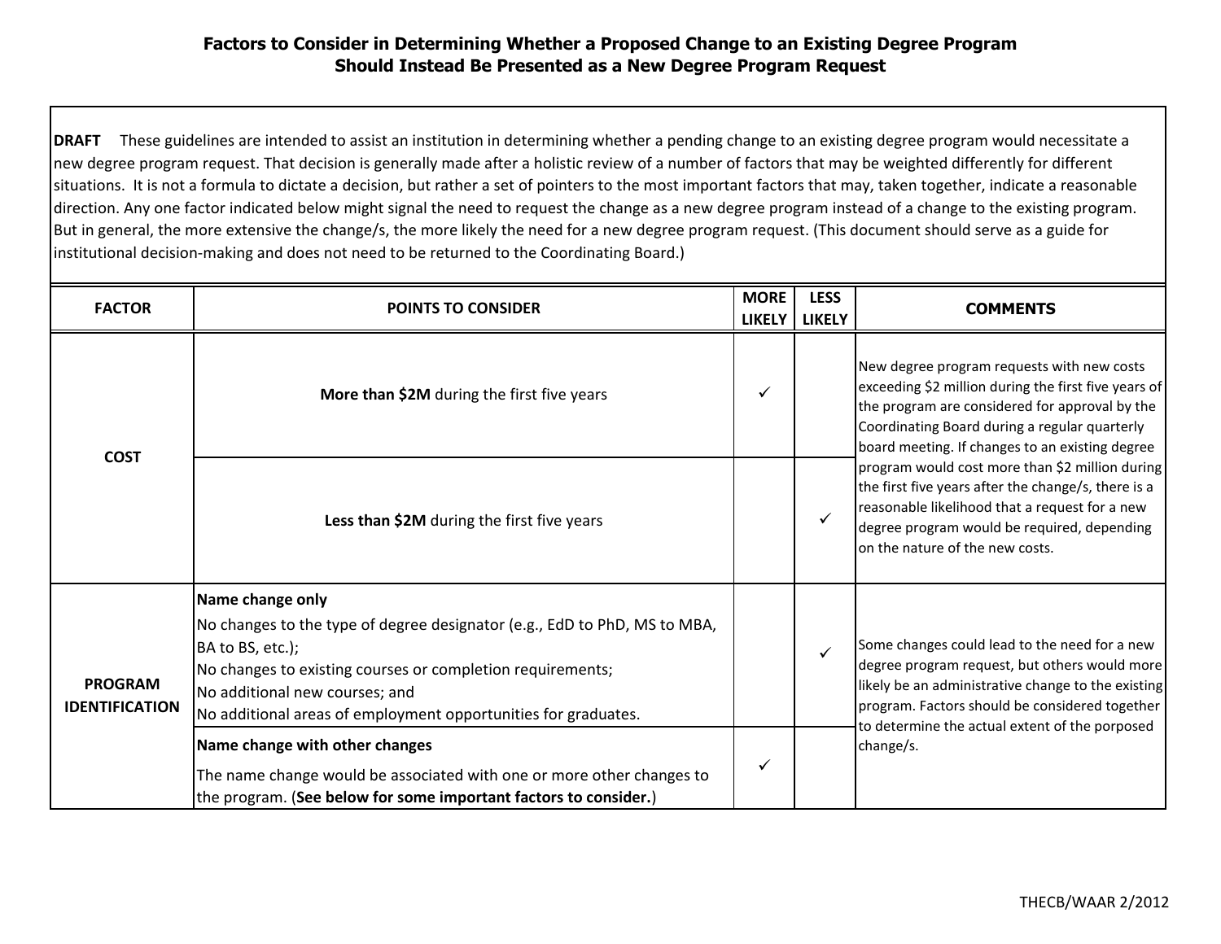# Factors to Consider in Determining Whether a Proposed Change to an Existing Degree Program Should Instead Be Presented as a New Degree Program Request

**DRAFT** These guidelines are intended to assist an institution in determining whether a pending change to an existing degree program would necessitate a new degree program request. That decision is generally made after a holistic review of a number of factors that may be weighted differently for different situations. It is not a formula to dictate a decision, but rather a set of pointers to the most important factors that may, taken together, indicate a reasonable direction. Any one factor indicated below might signal the need to request the change as a new degree program instead of a change to the existing program. But in general, the more extensive the change/s, the more likely the need for a new degree program request. (This document should serve as a guide for institutional decision-making and does not need to be returned to the Coordinating Board.)

| FACTOR | POINTS TO CONSIDER | MORE LIKELY | LESS LIKELY | COMMENTS |
|---|---|---|---|---|
| **COST** | **More than $2M** during the first five years | ✓ | | New degree program requests with new costs exceeding $2 million during the first five years of the program are considered for approval by the Coordinating Board during a regular quarterly board meeting. If changes to an existing degree program would cost more than $2 million during the first five years after the change/s, there is a reasonable likelihood that a request for a new degree program would be required, depending on the nature of the new costs. |
| | **Less than $2M** during the first five years | | ✓ | |
| **PROGRAM IDENTIFICATION** | **Name change only**<br>No changes to the type of degree designator (e.g., EdD to PhD, MS to MBA, BA to BS, etc.);<br>No changes to existing courses or completion requirements;<br>No additional new courses; and<br>No additional areas of employment opportunities for graduates. | | ✓ | Some changes could lead to the need for a new degree program request, but others would more likely be an administrative change to the existing program. Factors should be considered together to determine the actual extent of the porposed change/s. |
| | **Name change with other changes**<br>The name change would be associated with one or more other changes to the program. (**See below for some important factors to consider.**) | ✓ | | |

THECB/WAAR 2/2012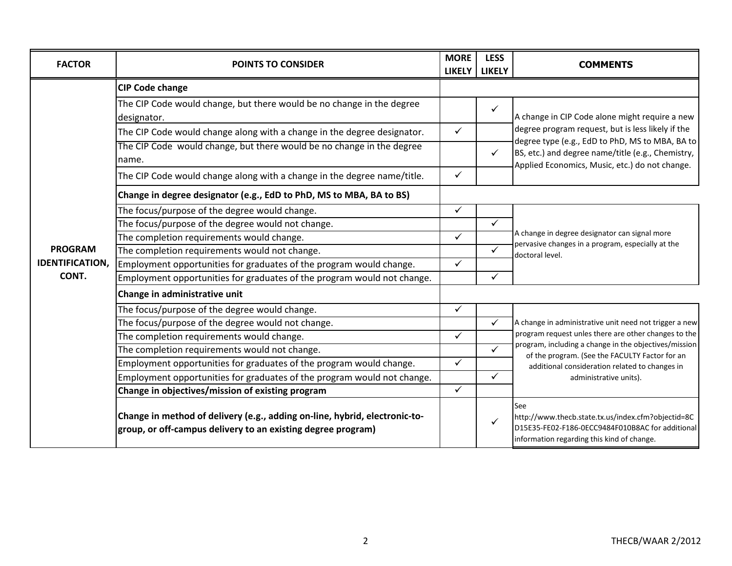| FACTOR | POINTS TO CONSIDER | MORE LIKELY | LESS LIKELY | COMMENTS |
|---|---|---|---|---|
| **PROGRAM IDENTIFICATION, CONT.** | **CIP Code change** | | | |
| | The CIP Code would change, but there would be no change in the degree designator. | | ✓ | A change in CIP Code alone might require a new degree program request, but is less likely if the degree type (e.g., EdD to PhD, MS to MBA, BA to BS, etc.) and degree name/title (e.g., Chemistry, Applied Economics, Music, etc.) do not change. |
| | The CIP Code would change along with a change in the degree designator. | ✓ | | |
| | The CIP Code would change, but there would be no change in the degree name. | | ✓ | |
| | The CIP Code would change along with a change in the degree name/title. | ✓ | | |
| | **Change in degree designator (e.g., EdD to PhD, MS to MBA, BA to BS)** | | | |
| | The focus/purpose of the degree would change. | ✓ | | A change in degree designator can signal more pervasive changes in a program, especially at the doctoral level. |
| | The focus/purpose of the degree would not change. | | ✓ | |
| | The completion requirements would change. | ✓ | | |
| | The completion requirements would not change. | | ✓ | |
| | Employment opportunities for graduates of the program would change. | ✓ | | |
| | Employment opportunities for graduates of the program would not change. | | ✓ | |
| | **Change in administrative unit** | | | |
| | The focus/purpose of the degree would change. | ✓ | | A change in administrative unit need not trigger a new program request unles there are other changes to the program, including a change in the objectives/mission of the program. (See the FACULTY Factor for an additional consideration related to changes in administrative units). |
| | The focus/purpose of the degree would not change. | | ✓ | |
| | The completion requirements would change. | ✓ | | |
| | The completion requirements would not change. | | ✓ | |
| | Employment opportunities for graduates of the program would change. | ✓ | | |
| | Employment opportunities for graduates of the program would not change. | | ✓ | |
| | **Change in objectives/mission of existing program** | ✓ | | |
| | **Change in method of delivery (e.g., adding on-line, hybrid, electronic-to-group, or off-campus delivery to an existing degree program)** | | ✓ | See http://www.thecb.state.tx.us/index.cfm?objectid=8CD15E35-FE02-F186-0ECC9484F010B8AC for additional information regarding this kind of change. |

THECB/WAAR 2/2012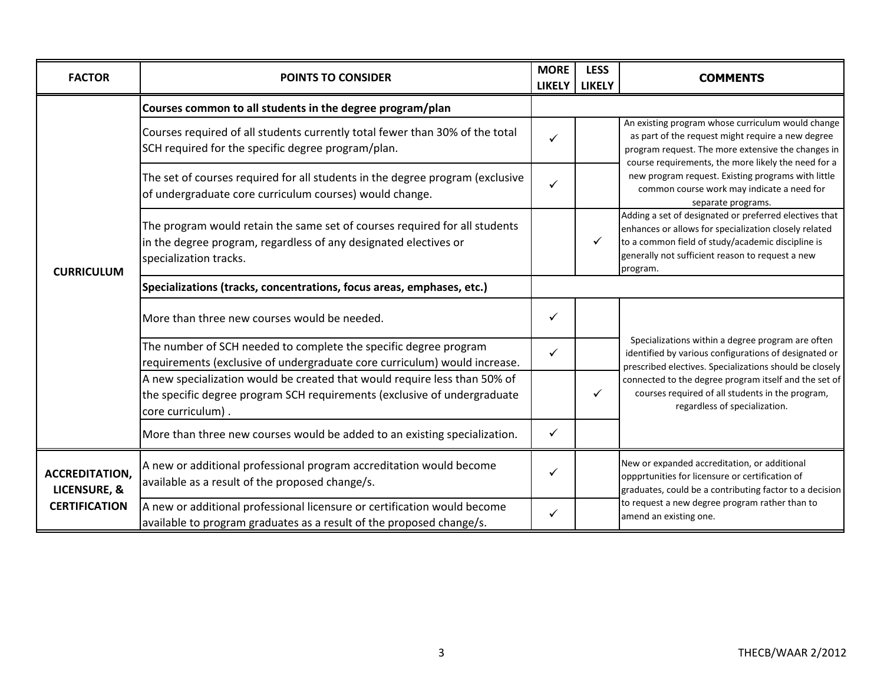| FACTOR | POINTS TO CONSIDER | MORE LIKELY | LESS LIKELY | COMMENTS |
|---|---|---|---|---|
| **CURRICULUM** | **Courses common to all students in the degree program/plan** | | | |
| | Courses required of all students currently total fewer than 30% of the total SCH required for the specific degree program/plan. | ✓ | | An existing program whose curriculum would change as part of the request might require a new degree program request. The more extensive the changes in course requirements, the more likely the need for a new program request. Existing programs with little common course work may indicate a need for separate programs. |
| | The set of courses required for all students in the degree program (exclusive of undergraduate core curriculum courses) would change. | ✓ | | |
| | The program would retain the same set of courses required for all students in the degree program, regardless of any designated electives or specialization tracks. | | ✓ | Adding a set of designated or preferred electives that enhances or allows for specialization closely related to a common field of study/academic discipline is generally not sufficient reason to request a new program. |
| | **Specializations (tracks, concentrations, focus areas, emphases, etc.)** | | | |
| | More than three new courses would be needed. | ✓ | | Specializations within a degree program are often identified by various configurations of designated or prescribed electives. Specializations should be closely connected to the degree program itself and the set of courses required of all students in the program, regardless of specialization. |
| | The number of SCH needed to complete the specific degree program requirements (exclusive of undergraduate core curriculum) would increase. | ✓ | | |
| | A new specialization would be created that would require less than 50% of the specific degree program SCH requirements (exclusive of undergraduate core curriculum) . | | ✓ | |
| | More than three new courses would be added to an existing specialization. | ✓ | | |
| **ACCREDITATION, LICENSURE, & CERTIFICATION** | A new or additional professional program accreditation would become available as a result of the proposed change/s. | ✓ | | New or expanded accreditation, or additional oppprtunities for licensure or certification of graduates, could be a contributing factor to a decision to request a new degree program rather than to amend an existing one. |
| | A new or additional professional licensure or certification would become available to program graduates as a result of the proposed change/s. | ✓ | | |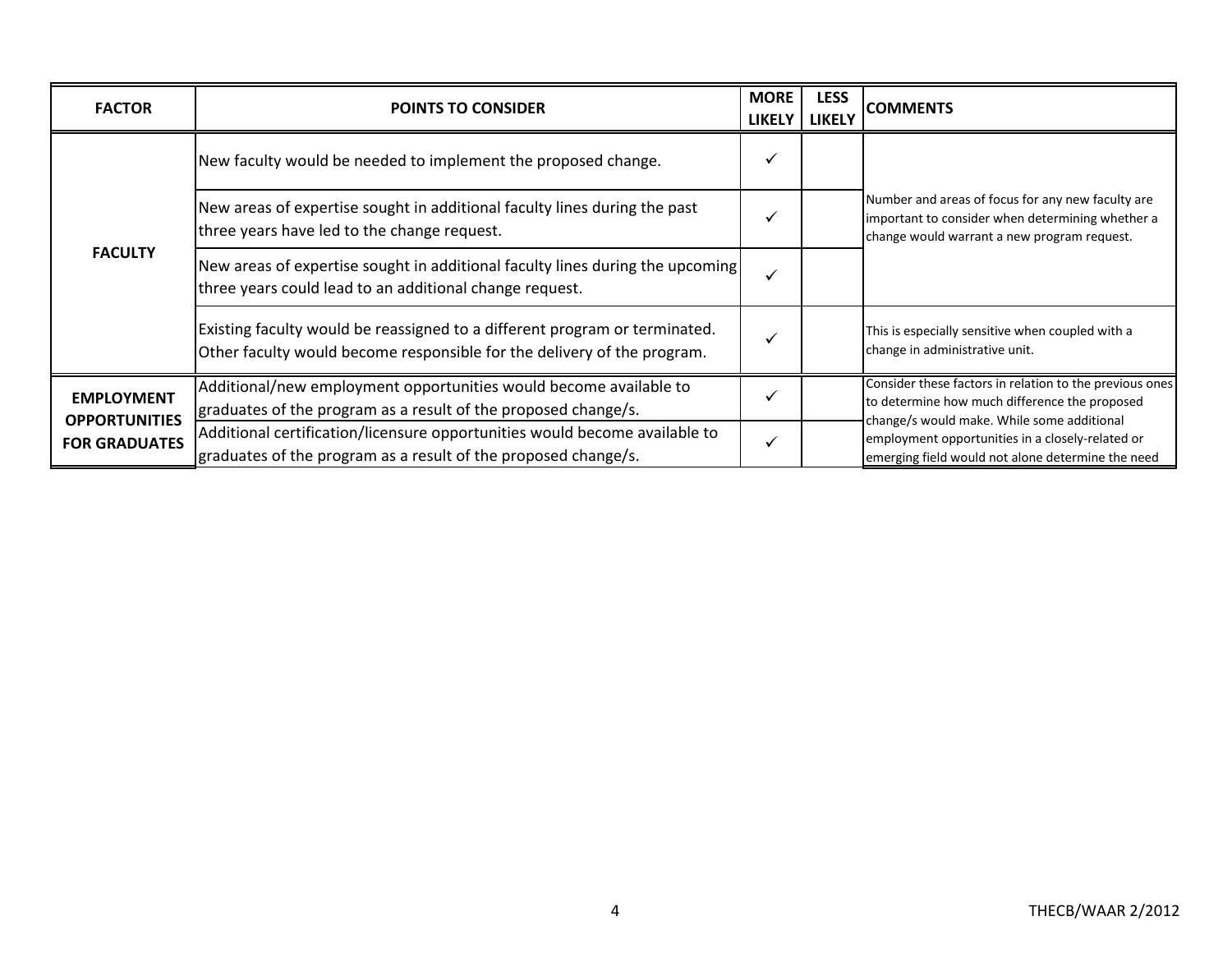| FACTOR | POINTS TO CONSIDER | MORE LIKELY | LESS LIKELY | COMMENTS |
|---|---|---|---|---|
| FACULTY | New faculty would be needed to implement the proposed change. | ✓ | | Number and areas of focus for any new faculty are important to consider when determining whether a change would warrant a new program request. |
| | New areas of expertise sought in additional faculty lines during the past three years have led to the change request. | ✓ | | |
| | New areas of expertise sought in additional faculty lines during the upcoming three years could lead to an additional change request. | ✓ | | |
| | Existing faculty would be reassigned to a different program or terminated. Other faculty would become responsible for the delivery of the program. | ✓ | | This is especially sensitive when coupled with a change in administrative unit. |
| EMPLOYMENT OPPORTUNITIES FOR GRADUATES | Additional/new employment opportunities would become available to graduates of the program as a result of the proposed change/s. | ✓ | | Consider these factors in relation to the previous ones to determine how much difference the proposed change/s would make. While some additional employment opportunities in a closely-related or emerging field would not alone determine the need |
| | Additional certification/licensure opportunities would become available to graduates of the program as a result of the proposed change/s. | ✓ | | |

THECB/WAAR 2/2012